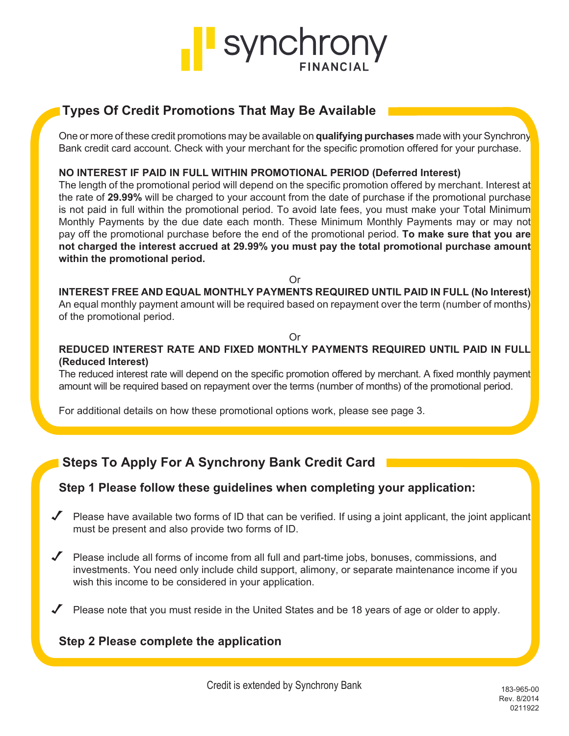# synchrony FINANCIAL

## Types Of Credit Promotions That May Be Available

One or more of these credit promotions may be available on **qualifying purchases** made with your Synchrony Bank credit card account. Check with your merchant for the specific promotion offered for your purchase.

**NO INTEREST IF PAID IN FULL WITHIN PROMOTIONAL PERIOD (Deferred Interest)**
The length of the promotional period will depend on the specific promotion offered by merchant. Interest at the rate of **29.99%** will be charged to your account from the date of purchase if the promotional purchase is not paid in full within the promotional period. To avoid late fees, you must make your Total Minimum Monthly Payments by the due date each month. These Minimum Monthly Payments may or may not pay off the promotional purchase before the end of the promotional period. **To make sure that you are not charged the interest accrued at 29.99% you must pay the total promotional purchase amount within the promotional period.**

Or

**INTEREST FREE AND EQUAL MONTHLY PAYMENTS REQUIRED UNTIL PAID IN FULL (No Interest)**
An equal monthly payment amount will be required based on repayment over the term (number of months) of the promotional period.

Or

**REDUCED INTEREST RATE AND FIXED MONTHLY PAYMENTS REQUIRED UNTIL PAID IN FULL (Reduced Interest)**
The reduced interest rate will depend on the specific promotion offered by merchant. A fixed monthly payment amount will be required based on repayment over the terms (number of months) of the promotional period.

For additional details on how these promotional options work, please see page 3.

## Steps To Apply For A Synchrony Bank Credit Card

### Step 1 Please follow these guidelines when completing your application:

- ✓ Please have available two forms of ID that can be verified. If using a joint applicant, the joint applicant must be present and also provide two forms of ID.
- ✓ Please include all forms of income from all full and part-time jobs, bonuses, commissions, and investments. You need only include child support, alimony, or separate maintenance income if you wish this income to be considered in your application.
- ✓ Please note that you must reside in the United States and be 18 years of age or older to apply.

### Step 2 Please complete the application

Credit is extended by Synchrony Bank

183-965-00
Rev. 8/2014
0211922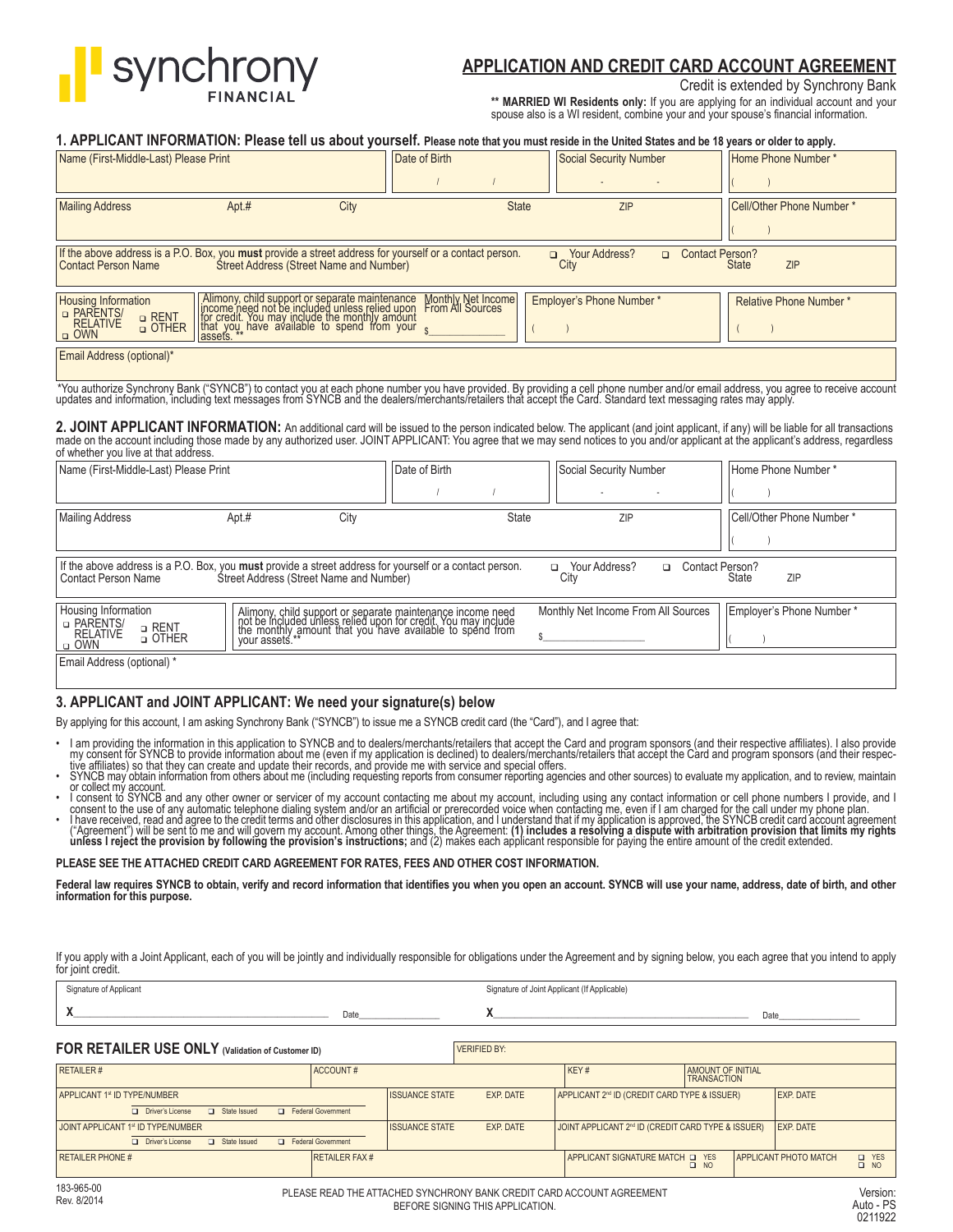synchrony FINANCIAL

# APPLICATION AND CREDIT CARD ACCOUNT AGREEMENT

Credit is extended by Synchrony Bank

**** MARRIED WI Residents only:** If you are applying for an individual account and your spouse also is a WI resident, combine your and your spouse's financial information.

## 1. APPLICANT INFORMATION: Please tell us about yourself. Please note that you must reside in the United States and be 18 years or older to apply.

| Name (First-Middle-Last) Please Print | Date of Birth / / | Social Security Number - - | Home Phone Number * ( ) |
|---|---|---|---|
| Mailing Address Apt.# City State ZIP | | | Cell/Other Phone Number * ( ) |
| If the above address is a P.O. Box, you **must** provide a street address for yourself or a contact person. ❑ Your Address? ❑ Contact Person? Contact Person Name Street Address (Street Name and Number) City State ZIP | | | |
| Housing Information ❑ PARENTS/RELATIVE ❑ RENT ❑ OTHER ❑ OWN | Alimony, child support or separate maintenance income need not be included unless relied upon for credit. You may include the monthly amount that you have available to spend from your assets. ** Monthly Net Income From All Sources $ | Employer's Phone Number * ( ) | Relative Phone Number * ( ) |
| Email Address (optional)* | | | |

*You authorize Synchrony Bank ("SYNCB") to contact you at each phone number you have provided. By providing a cell phone number and/or email address, you agree to receive account updates and information, including text messages from SYNCB and the dealers/merchants/retailers that accept the Card. Standard text messaging rates may apply.

## 2. JOINT APPLICANT INFORMATION:

An additional card will be issued to the person indicated below. The applicant (and joint applicant, if any) will be liable for all transactions made on the account including those made by any authorized user. JOINT APPLICANT: You agree that we may send notices to you and/or applicant at the applicant's address, regardless of whether you live at that address.

| Name (First-Middle-Last) Please Print | Date of Birth / / | Social Security Number - - | Home Phone Number * ( ) |
|---|---|---|---|
| Mailing Address Apt.# City State ZIP | | | Cell/Other Phone Number * ( ) |
| If the above address is a P.O. Box, you **must** provide a street address for yourself or a contact person. ❑ Your Address? ❑ Contact Person? Contact Person Name Street Address (Street Name and Number) City State ZIP | | | |
| Housing Information ❑ PARENTS/RELATIVE ❑ RENT ❑ OTHER ❑ OWN | Alimony, child support or separate maintenance income need not be included unless relied upon for credit. You may include the monthly amount that you have available to spend from your assets.** | Monthly Net Income From All Sources $ | Employer's Phone Number * ( ) |
| Email Address (optional) * | | | |

## 3. APPLICANT and JOINT APPLICANT: We need your signature(s) below

By applying for this account, I am asking Synchrony Bank ("SYNCB") to issue me a SYNCB credit card (the "Card"), and I agree that:

- I am providing the information in this application to SYNCB and to dealers/merchants/retailers that accept the Card and program sponsors (and their respective affiliates). I also provide my consent for SYNCB to provide information about me (even if my application is declined) to dealers/merchants/retailers that accept the Card and program sponsors (and their respective affiliates) so that they can create and update their records, and provide me with service and special offers.
- SYNCB may obtain information from others about me (including requesting reports from consumer reporting agencies and other sources) to evaluate my application, and to review, maintain or collect my account.
- I consent to SYNCB and any other owner or servicer of my account contacting me about my account, including using any contact information or cell phone numbers I provide, and I consent to the use of any automatic telephone dialing system and/or an artificial or prerecorded voice when contacting me, even if I am charged for the call under my phone plan.
- I have received, read and agree to the credit terms and other disclosures in this application, and I understand that if my application is approved, the SYNCB credit card account agreement ("Agreement") will be sent to me and will govern my account. Among other things, the Agreement: **(1) includes a resolving a dispute with arbitration provision that limits my rights unless I reject the provision by following the provision's instructions;** and (2) makes each applicant responsible for paying the entire amount of the credit extended.

**PLEASE SEE THE ATTACHED CREDIT CARD AGREEMENT FOR RATES, FEES AND OTHER COST INFORMATION.**

**Federal law requires SYNCB to obtain, verify and record information that identifies you when you open an account. SYNCB will use your name, address, date of birth, and other information for this purpose.**

If you apply with a Joint Applicant, each of you will be jointly and individually responsible for obligations under the Agreement and by signing below, you each agree that you intend to apply for joint credit.

| Signature of Applicant | Signature of Joint Applicant (If Applicable) |
|---|---|
| X______________________ Date__________ | X______________________ Date__________ |

## FOR RETAILER USE ONLY (Validation of Customer ID)

| | | VERIFIED BY: | | |
|---|---|---|---|---|
| RETAILER # | ACCOUNT # | | KEY # | AMOUNT OF INITIAL TRANSACTION |
| APPLICANT 1st ID TYPE/NUMBER ❑ Driver's License ❑ State Issued ❑ Federal Government | ISSUANCE STATE | EXP. DATE | APPLICANT 2nd ID (CREDIT CARD TYPE & ISSUER) | EXP. DATE |
| JOINT APPLICANT 1st ID TYPE/NUMBER ❑ Driver's License ❑ State Issued ❑ Federal Government | ISSUANCE STATE | EXP. DATE | JOINT APPLICANT 2nd ID (CREDIT CARD TYPE & ISSUER) | EXP. DATE |
| RETAILER PHONE # | RETAILER FAX # | | APPLICANT SIGNATURE MATCH ❑ YES ❑ NO | APPLICANT PHOTO MATCH ❑ YES ❑ NO |

183-965-00
Rev. 8/2014

PLEASE READ THE ATTACHED SYNCHRONY BANK CREDIT CARD ACCOUNT AGREEMENT BEFORE SIGNING THIS APPLICATION.

Version: Auto - PS 0211922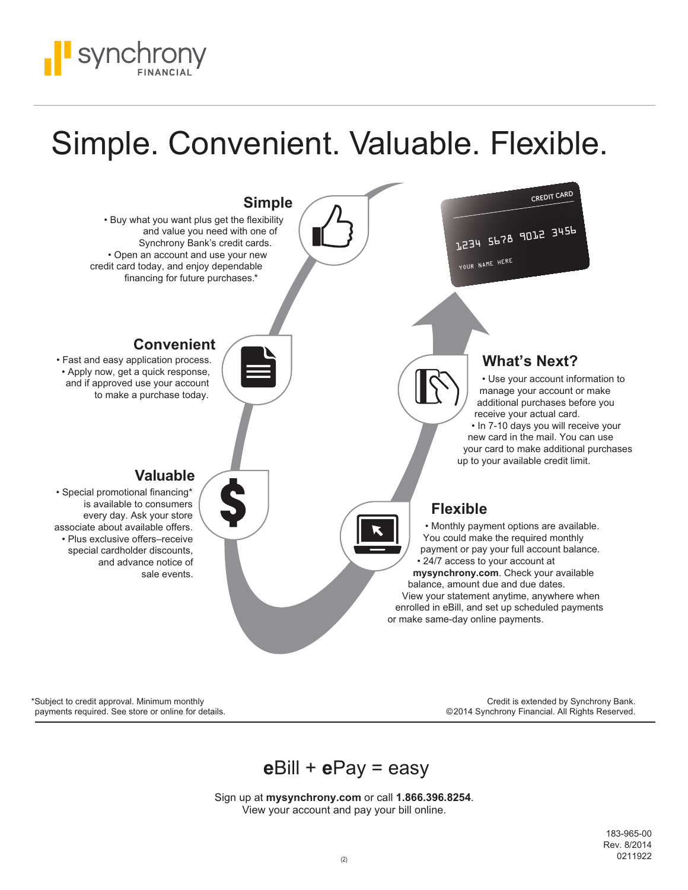synchrony FINANCIAL

# Simple. Convenient. Valuable. Flexible.

## Simple

- Buy what you want plus get the flexibility and value you need with one of Synchrony Bank's credit cards.
- Open an account and use your new credit card today, and enjoy dependable financing for future purchases.*

## Convenient

- Fast and easy application process.
- Apply now, get a quick response, and if approved use your account to make a purchase today.

## Valuable

- Special promotional financing* is available to consumers every day. Ask your store associate about available offers.
- Plus exclusive offers–receive special cardholder discounts, and advance notice of sale events.

## Flexible

- Monthly payment options are available. You could make the required monthly payment or pay your full account balance.
- 24/7 access to your account at **mysynchrony.com**. Check your available balance, amount due and due dates. View your statement anytime, anywhere when enrolled in eBill, and set up scheduled payments or make same-day online payments.

## What's Next?

- Use your account information to manage your account or make additional purchases before you receive your actual card.
- In 7-10 days you will receive your new card in the mail. You can use your card to make additional purchases up to your available credit limit.

*Subject to credit approval. Minimum monthly payments required. See store or online for details.

Credit is extended by Synchrony Bank.
©2014 Synchrony Financial. All Rights Reserved.

## **e**Bill + **e**Pay = easy

Sign up at **mysynchrony.com** or call **1.866.396.8254**.
View your account and pay your bill online.

183-965-00
Rev. 8/2014
0211922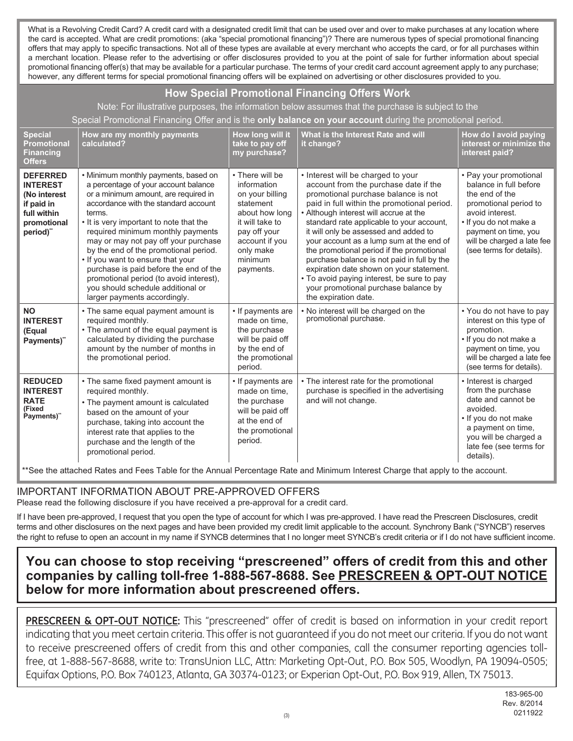What is a Revolving Credit Card? A credit card with a designated credit limit that can be used over and over to make purchases at any location where the card is accepted. What are credit promotions: (aka "special promotional financing")? There are numerous types of special promotional financing offers that may apply to specific transactions. Not all of these types are available at every merchant who accepts the card, or for all purchases within a merchant location. Please refer to the advertising or offer disclosures provided to you at the point of sale for further information about special promotional financing offer(s) that may be available for a particular purchase. The terms of your credit card account agreement apply to any purchase; however, any different terms for special promotional financing offers will be explained on advertising or other disclosures provided to you.

## How Special Promotional Financing Offers Work

Note: For illustrative purposes, the information below assumes that the purchase is subject to the Special Promotional Financing Offer and is the **only balance on your account** during the promotional period.

| Special Promotional Financing Offers | How are my monthly payments calculated? | How long will it take to pay off my purchase? | What is the Interest Rate and will it change? | How do I avoid paying interest or minimize the interest paid? |
|---|---|---|---|---|
| **DEFERRED INTEREST (No interest if paid in full within promotional period)**** | • Minimum monthly payments, based on a percentage of your account balance or a minimum amount, are required in accordance with the standard account terms.<br>• It is very important to note that the required minimum monthly payments may or may not pay off your purchase by the end of the promotional period.<br>• If you want to ensure that your purchase is paid before the end of the promotional period (to avoid interest), you should schedule additional or larger payments accordingly. | • There will be information on your billing statement about how long it will take to pay off your account if you only make minimum payments. | • Interest will be charged to your account from the purchase date if the promotional purchase balance is not paid in full within the promotional period.<br>• Although interest will accrue at the standard rate applicable to your account, it will only be assessed and added to your account as a lump sum at the end of the promotional period if the promotional purchase balance is not paid in full by the expiration date shown on your statement.<br>• To avoid paying interest, be sure to pay your promotional purchase balance by the expiration date. | • Pay your promotional balance in full before the end of the promotional period to avoid interest.<br>• If you do not make a payment on time, you will be charged a late fee (see terms for details). |
| **NO INTEREST (Equal Payments)**** | • The same equal payment amount is required monthly.<br>• The amount of the equal payment is calculated by dividing the purchase amount by the number of months in the promotional period. | • If payments are made on time, the purchase will be paid off by the end of the promotional period. | • No interest will be charged on the promotional purchase. | • You do not have to pay interest on this type of promotion.<br>• If you do not make a payment on time, you will be charged a late fee (see terms for details). |
| **REDUCED INTEREST RATE (Fixed Payments)**** | • The same fixed payment amount is required monthly.<br>• The payment amount is calculated based on the amount of your purchase, taking into account the interest rate that applies to the purchase and the length of the promotional period. | • If payments are made on time, the purchase will be paid off at the end of the promotional period. | • The interest rate for the promotional purchase is specified in the advertising and will not change. | • Interest is charged from the purchase date and cannot be avoided.<br>• If you do not make a payment on time, you will be charged a late fee (see terms for details). |

**See the attached Rates and Fees Table for the Annual Percentage Rate and Minimum Interest Charge that apply to the account.

## IMPORTANT INFORMATION ABOUT PRE-APPROVED OFFERS

Please read the following disclosure if you have received a pre-approval for a credit card.

If I have been pre-approved, I request that you open the type of account for which I was pre-approved. I have read the Prescreen Disclosures, credit terms and other disclosures on the next pages and have been provided my credit limit applicable to the account. Synchrony Bank ("SYNCB") reserves the right to refuse to open an account in my name if SYNCB determines that I no longer meet SYNCB's criteria or if I do not have sufficient income.

**You can choose to stop receiving "prescreened" offers of credit from this and other companies by calling toll-free 1-888-567-8688. See PRESCREEN & OPT-OUT NOTICE below for more information about prescreened offers.**

**PRESCREEN & OPT-OUT NOTICE:** This "prescreened" offer of credit is based on information in your credit report indicating that you meet certain criteria. This offer is not guaranteed if you do not meet our criteria. If you do not want to receive prescreened offers of credit from this and other companies, call the consumer reporting agencies toll-free, at 1-888-567-8688, write to: TransUnion LLC, Attn: Marketing Opt-Out, P.O. Box 505, Woodlyn, PA 19094-0505; Equifax Options, P.O. Box 740123, Atlanta, GA 30374-0123; or Experian Opt-Out, P.O. Box 919, Allen, TX 75013.

183-965-00
Rev. 8/2014
0211922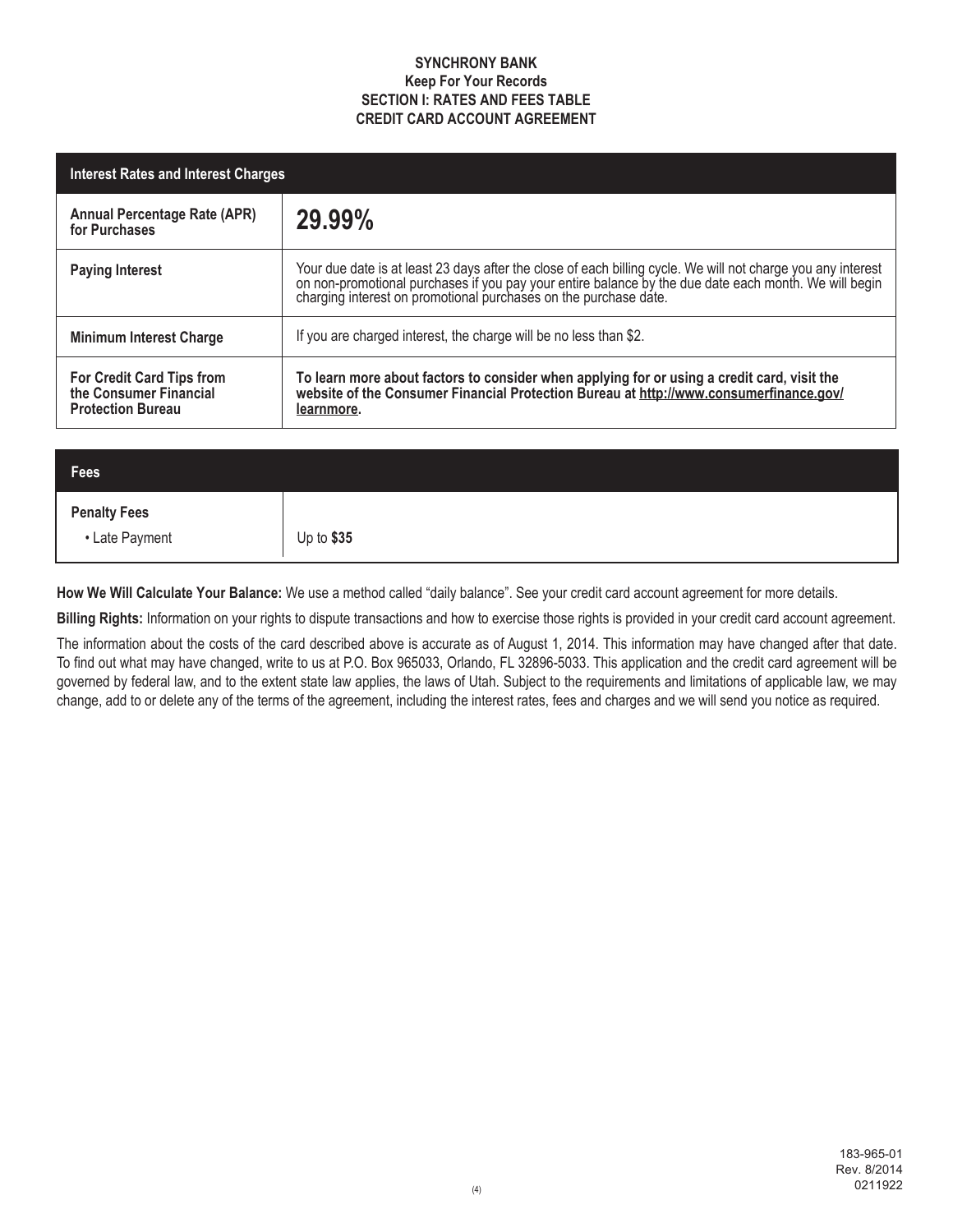**SYNCHRONY BANK**
**Keep For Your Records**
**SECTION I: RATES AND FEES TABLE**
**CREDIT CARD ACCOUNT AGREEMENT**

| Interest Rates and Interest Charges | |
|---|---|
| **Annual Percentage Rate (APR) for Purchases** | **29.99%** |
| **Paying Interest** | Your due date is at least 23 days after the close of each billing cycle. We will not charge you any interest on non-promotional purchases if you pay your entire balance by the due date each month. We will begin charging interest on promotional purchases on the purchase date. |
| **Minimum Interest Charge** | If you are charged interest, the charge will be no less than $2. |
| **For Credit Card Tips from the Consumer Financial Protection Bureau** | **To learn more about factors to consider when applying for or using a credit card, visit the website of the Consumer Financial Protection Bureau at http://www.consumerfinance.gov/learnmore.** |

| Fees | |
|---|---|
| **Penalty Fees** | |
| • Late Payment | Up to **$35** |

**How We Will Calculate Your Balance:** We use a method called “daily balance”. See your credit card account agreement for more details.

**Billing Rights:** Information on your rights to dispute transactions and how to exercise those rights is provided in your credit card account agreement.

The information about the costs of the card described above is accurate as of August 1, 2014. This information may have changed after that date. To find out what may have changed, write to us at P.O. Box 965033, Orlando, FL 32896-5033. This application and the credit card agreement will be governed by federal law, and to the extent state law applies, the laws of Utah. Subject to the requirements and limitations of applicable law, we may change, add to or delete any of the terms of the agreement, including the interest rates, fees and charges and we will send you notice as required.

183-965-01
Rev. 8/2014
0211922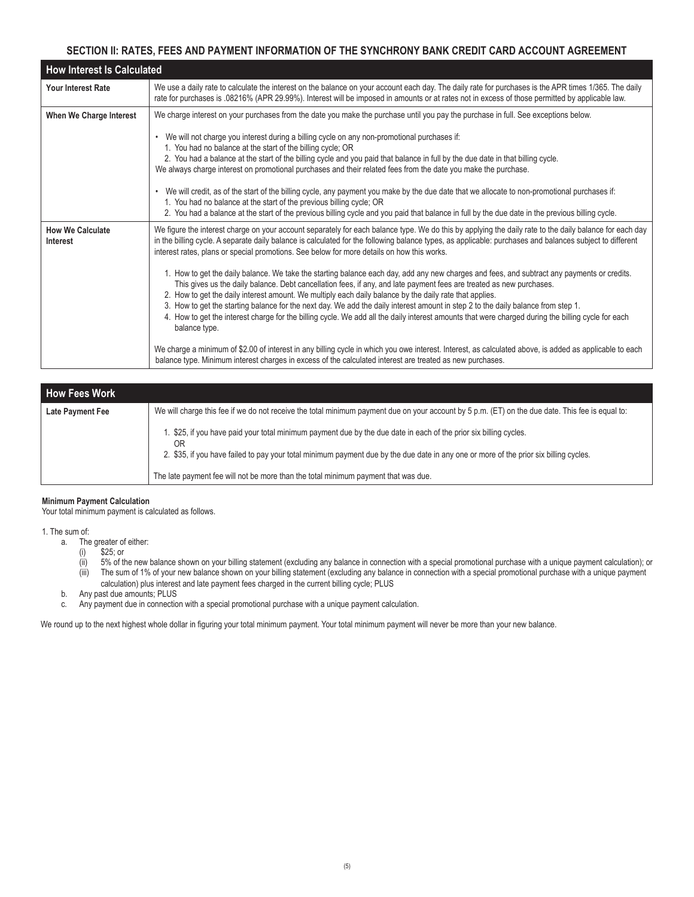## SECTION II: RATES, FEES AND PAYMENT INFORMATION OF THE SYNCHRONY BANK CREDIT CARD ACCOUNT AGREEMENT

| How Interest Is Calculated | |
|---|---|
| **Your Interest Rate** | We use a daily rate to calculate the interest on the balance on your account each day. The daily rate for purchases is the APR times 1/365. The daily rate for purchases is .08216% (APR 29.99%). Interest will be imposed in amounts or at rates not in excess of those permitted by applicable law. |
| **When We Charge Interest** | We charge interest on your purchases from the date you make the purchase until you pay the purchase in full. See exceptions below.<br><br>• We will not charge you interest during a billing cycle on any non-promotional purchases if:<br>1. You had no balance at the start of the billing cycle; OR<br>2. You had a balance at the start of the billing cycle and you paid that balance in full by the due date in that billing cycle.<br>We always charge interest on promotional purchases and their related fees from the date you make the purchase.<br><br>• We will credit, as of the start of the billing cycle, any payment you make by the due date that we allocate to non-promotional purchases if:<br>1. You had no balance at the start of the previous billing cycle; OR<br>2. You had a balance at the start of the previous billing cycle and you paid that balance in full by the due date in the previous billing cycle. |
| **How We Calculate Interest** | We figure the interest charge on your account separately for each balance type. We do this by applying the daily rate to the daily balance for each day in the billing cycle. A separate daily balance is calculated for the following balance types, as applicable: purchases and balances subject to different interest rates, plans or special promotions. See below for more details on how this works.<br><br>1. How to get the daily balance. We take the starting balance each day, add any new charges and fees, and subtract any payments or credits. This gives us the daily balance. Debt cancellation fees, if any, and late payment fees are treated as new purchases.<br>2. How to get the daily interest amount. We multiply each daily balance by the daily rate that applies.<br>3. How to get the starting balance for the next day. We add the daily interest amount in step 2 to the daily balance from step 1.<br>4. How to get the interest charge for the billing cycle. We add all the daily interest amounts that were charged during the billing cycle for each balance type.<br><br>We charge a minimum of $2.00 of interest in any billing cycle in which you owe interest. Interest, as calculated above, is added as applicable to each balance type. Minimum interest charges in excess of the calculated interest are treated as new purchases. |

| How Fees Work | |
|---|---|
| **Late Payment Fee** | We will charge this fee if we do not receive the total minimum payment due on your account by 5 p.m. (ET) on the due date. This fee is equal to:<br><br>1. $25, if you have paid your total minimum payment due by the due date in each of the prior six billing cycles.<br>OR<br>2. $35, if you have failed to pay your total minimum payment due by the due date in any one or more of the prior six billing cycles.<br><br>The late payment fee will not be more than the total minimum payment that was due. |

**Minimum Payment Calculation**

Your total minimum payment is calculated as follows.

1. The sum of:
   a. The greater of either:
      (i) $25; or
      (ii) 5% of the new balance shown on your billing statement (excluding any balance in connection with a special promotional purchase with a unique payment calculation); or
      (iii) The sum of 1% of your new balance shown on your billing statement (excluding any balance in connection with a special promotional purchase with a unique payment calculation) plus interest and late payment fees charged in the current billing cycle; PLUS
   b. Any past due amounts; PLUS
   c. Any payment due in connection with a special promotional purchase with a unique payment calculation.

We round up to the next highest whole dollar in figuring your total minimum payment. Your total minimum payment will never be more than your new balance.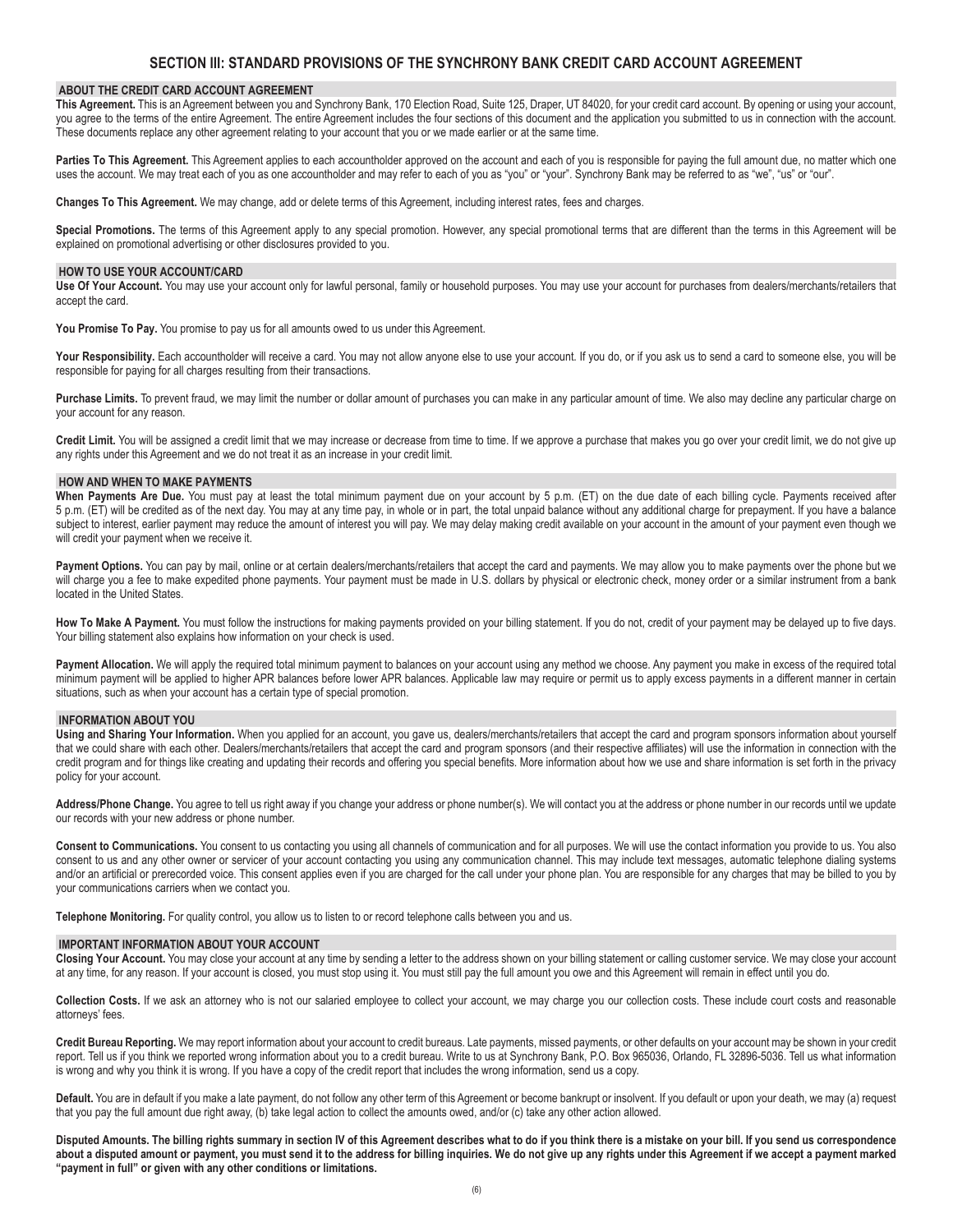# SECTION III: STANDARD PROVISIONS OF THE SYNCHRONY BANK CREDIT CARD ACCOUNT AGREEMENT

## ABOUT THE CREDIT CARD ACCOUNT AGREEMENT

**This Agreement.** This is an Agreement between you and Synchrony Bank, 170 Election Road, Suite 125, Draper, UT 84020, for your credit card account. By opening or using your account, you agree to the terms of the entire Agreement. The entire Agreement includes the four sections of this document and the application you submitted to us in connection with the account. These documents replace any other agreement relating to your account that you or we made earlier or at the same time.

**Parties To This Agreement.** This Agreement applies to each accountholder approved on the account and each of you is responsible for paying the full amount due, no matter which one uses the account. We may treat each of you as one accountholder and may refer to each of you as "you" or "your". Synchrony Bank may be referred to as "we", "us" or "our".

**Changes To This Agreement.** We may change, add or delete terms of this Agreement, including interest rates, fees and charges.

**Special Promotions.** The terms of this Agreement apply to any special promotion. However, any special promotional terms that are different than the terms in this Agreement will be explained on promotional advertising or other disclosures provided to you.

## HOW TO USE YOUR ACCOUNT/CARD

**Use Of Your Account.** You may use your account only for lawful personal, family or household purposes. You may use your account for purchases from dealers/merchants/retailers that accept the card.

**You Promise To Pay.** You promise to pay us for all amounts owed to us under this Agreement.

**Your Responsibility.** Each accountholder will receive a card. You may not allow anyone else to use your account. If you do, or if you ask us to send a card to someone else, you will be responsible for paying for all charges resulting from their transactions.

**Purchase Limits.** To prevent fraud, we may limit the number or dollar amount of purchases you can make in any particular amount of time. We also may decline any particular charge on your account for any reason.

**Credit Limit.** You will be assigned a credit limit that we may increase or decrease from time to time. If we approve a purchase that makes you go over your credit limit, we do not give up any rights under this Agreement and we do not treat it as an increase in your credit limit.

## HOW AND WHEN TO MAKE PAYMENTS

**When Payments Are Due.** You must pay at least the total minimum payment due on your account by 5 p.m. (ET) on the due date of each billing cycle. Payments received after 5 p.m. (ET) will be credited as of the next day. You may at any time pay, in whole or in part, the total unpaid balance without any additional charge for prepayment. If you have a balance subject to interest, earlier payment may reduce the amount of interest you will pay. We may delay making credit available on your account in the amount of your payment even though we will credit your payment when we receive it.

**Payment Options.** You can pay by mail, online or at certain dealers/merchants/retailers that accept the card and payments. We may allow you to make payments over the phone but we will charge you a fee to make expedited phone payments. Your payment must be made in U.S. dollars by physical or electronic check, money order or a similar instrument from a bank located in the United States.

**How To Make A Payment.** You must follow the instructions for making payments provided on your billing statement. If you do not, credit of your payment may be delayed up to five days. Your billing statement also explains how information on your check is used.

**Payment Allocation.** We will apply the required total minimum payment to balances on your account using any method we choose. Any payment you make in excess of the required total minimum payment will be applied to higher APR balances before lower APR balances. Applicable law may require or permit us to apply excess payments in a different manner in certain situations, such as when your account has a certain type of special promotion.

## INFORMATION ABOUT YOU

**Using and Sharing Your Information.** When you applied for an account, you gave us, dealers/merchants/retailers that accept the card and program sponsors information about yourself that we could share with each other. Dealers/merchants/retailers that accept the card and program sponsors (and their respective affiliates) will use the information in connection with the credit program and for things like creating and updating their records and offering you special benefits. More information about how we use and share information is set forth in the privacy policy for your account.

**Address/Phone Change.** You agree to tell us right away if you change your address or phone number(s). We will contact you at the address or phone number in our records until we update our records with your new address or phone number.

**Consent to Communications.** You consent to us contacting you using all channels of communication and for all purposes. We will use the contact information you provide to us. You also consent to us and any other owner or servicer of your account contacting you using any communication channel. This may include text messages, automatic telephone dialing systems and/or an artificial or prerecorded voice. This consent applies even if you are charged for the call under your phone plan. You are responsible for any charges that may be billed to you by your communications carriers when we contact you.

**Telephone Monitoring.** For quality control, you allow us to listen to or record telephone calls between you and us.

## IMPORTANT INFORMATION ABOUT YOUR ACCOUNT

**Closing Your Account.** You may close your account at any time by sending a letter to the address shown on your billing statement or calling customer service. We may close your account at any time, for any reason. If your account is closed, you must stop using it. You must still pay the full amount you owe and this Agreement will remain in effect until you do.

**Collection Costs.** If we ask an attorney who is not our salaried employee to collect your account, we may charge you our collection costs. These include court costs and reasonable attorneys' fees.

**Credit Bureau Reporting.** We may report information about your account to credit bureaus. Late payments, missed payments, or other defaults on your account may be shown in your credit report. Tell us if you think we reported wrong information about you to a credit bureau. Write to us at Synchrony Bank, P.O. Box 965036, Orlando, FL 32896-5036. Tell us what information is wrong and why you think it is wrong. If you have a copy of the credit report that includes the wrong information, send us a copy.

**Default.** You are in default if you make a late payment, do not follow any other term of this Agreement or become bankrupt or insolvent. If you default or upon your death, we may (a) request that you pay the full amount due right away, (b) take legal action to collect the amounts owed, and/or (c) take any other action allowed.

**Disputed Amounts. The billing rights summary in section IV of this Agreement describes what to do if you think there is a mistake on your bill. If you send us correspondence about a disputed amount or payment, you must send it to the address for billing inquiries. We do not give up any rights under this Agreement if we accept a payment marked "payment in full" or given with any other conditions or limitations.**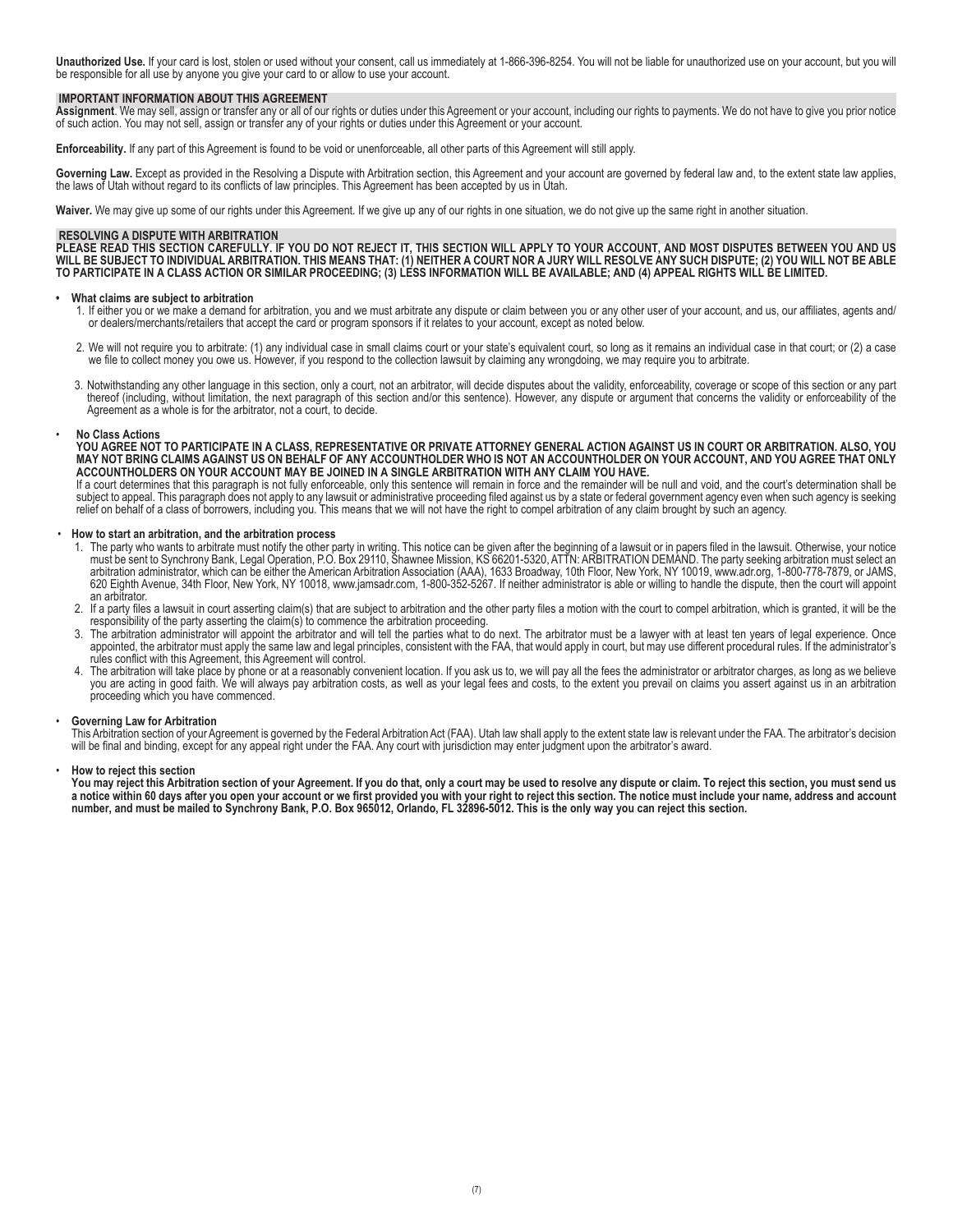**Unauthorized Use.** If your card is lost, stolen or used without your consent, call us immediately at 1-866-396-8254. You will not be liable for unauthorized use on your account, but you will be responsible for all use by anyone you give your card to or allow to use your account.

## IMPORTANT INFORMATION ABOUT THIS AGREEMENT

**Assignment**. We may sell, assign or transfer any or all of our rights or duties under this Agreement or your account, including our rights to payments. We do not have to give you prior notice of such action. You may not sell, assign or transfer any of your rights or duties under this Agreement or your account.

**Enforceability.** If any part of this Agreement is found to be void or unenforceable, all other parts of this Agreement will still apply.

**Governing Law.** Except as provided in the Resolving a Dispute with Arbitration section, this Agreement and your account are governed by federal law and, to the extent state law applies, the laws of Utah without regard to its conflicts of law principles. This Agreement has been accepted by us in Utah.

**Waiver.** We may give up some of our rights under this Agreement. If we give up any of our rights in one situation, we do not give up the same right in another situation.

## RESOLVING A DISPUTE WITH ARBITRATION

**PLEASE READ THIS SECTION CAREFULLY. IF YOU DO NOT REJECT IT, THIS SECTION WILL APPLY TO YOUR ACCOUNT, AND MOST DISPUTES BETWEEN YOU AND US WILL BE SUBJECT TO INDIVIDUAL ARBITRATION. THIS MEANS THAT: (1) NEITHER A COURT NOR A JURY WILL RESOLVE ANY SUCH DISPUTE; (2) YOU WILL NOT BE ABLE TO PARTICIPATE IN A CLASS ACTION OR SIMILAR PROCEEDING; (3) LESS INFORMATION WILL BE AVAILABLE; AND (4) APPEAL RIGHTS WILL BE LIMITED.**

- **What claims are subject to arbitration**
  1. If either you or we make a demand for arbitration, you and we must arbitrate any dispute or claim between you or any other user of your account, and us, our affiliates, agents and/or dealers/merchants/retailers that accept the card or program sponsors if it relates to your account, except as noted below.
  2. We will not require you to arbitrate: (1) any individual case in small claims court or your state's equivalent court, so long as it remains an individual case in that court; or (2) a case we file to collect money you owe us. However, if you respond to the collection lawsuit by claiming any wrongdoing, we may require you to arbitrate.
  3. Notwithstanding any other language in this section, only a court, not an arbitrator, will decide disputes about the validity, enforceability, coverage or scope of this section or any part thereof (including, without limitation, the next paragraph of this section and/or this sentence). However, any dispute or argument that concerns the validity or enforceability of the Agreement as a whole is for the arbitrator, not a court, to decide.

- **No Class Actions**

  **YOU AGREE NOT TO PARTICIPATE IN A CLASS, REPRESENTATIVE OR PRIVATE ATTORNEY GENERAL ACTION AGAINST US IN COURT OR ARBITRATION. ALSO, YOU MAY NOT BRING CLAIMS AGAINST US ON BEHALF OF ANY ACCOUNTHOLDER WHO IS NOT AN ACCOUNTHOLDER ON YOUR ACCOUNT, AND YOU AGREE THAT ONLY ACCOUNTHOLDERS ON YOUR ACCOUNT MAY BE JOINED IN A SINGLE ARBITRATION WITH ANY CLAIM YOU HAVE.**

  If a court determines that this paragraph is not fully enforceable, only this sentence will remain in force and the remainder will be null and void, and the court's determination shall be subject to appeal. This paragraph does not apply to any lawsuit or administrative proceeding filed against us by a state or federal government agency even when such agency is seeking relief on behalf of a class of borrowers, including you. This means that we will not have the right to compel arbitration of any claim brought by such an agency.

- **How to start an arbitration, and the arbitration process**
  1. The party who wants to arbitrate must notify the other party in writing. This notice can be given after the beginning of a lawsuit or in papers filed in the lawsuit. Otherwise, your notice must be sent to Synchrony Bank, Legal Operation, P.O. Box 29110, Shawnee Mission, KS 66201-5320, ATTN: ARBITRATION DEMAND. The party seeking arbitration must select an arbitration administrator, which can be either the American Arbitration Association (AAA), 1633 Broadway, 10th Floor, New York, NY 10019, www.adr.org, 1-800-778-7879, or JAMS, 620 Eighth Avenue, 34th Floor, New York, NY 10018, www.jamsadr.com, 1-800-352-5267. If neither administrator is able or willing to handle the dispute, then the court will appoint an arbitrator.
  2. If a party files a lawsuit in court asserting claim(s) that are subject to arbitration and the other party files a motion with the court to compel arbitration, which is granted, it will be the responsibility of the party asserting the claim(s) to commence the arbitration proceeding.
  3. The arbitration administrator will appoint the arbitrator and will tell the parties what to do next. The arbitrator must be a lawyer with at least ten years of legal experience. Once appointed, the arbitrator must apply the same law and legal principles, consistent with the FAA, that would apply in court, but may use different procedural rules. If the administrator's rules conflict with this Agreement, this Agreement will control.
  4. The arbitration will take place by phone or at a reasonably convenient location. If you ask us to, we will pay all the fees the administrator or arbitrator charges, as long as we believe you are acting in good faith. We will always pay arbitration costs, as well as your legal fees and costs, to the extent you prevail on claims you assert against us in an arbitration proceeding which you have commenced.

- **Governing Law for Arbitration**

  This Arbitration section of your Agreement is governed by the Federal Arbitration Act (FAA). Utah law shall apply to the extent state law is relevant under the FAA. The arbitrator's decision will be final and binding, except for any appeal right under the FAA. Any court with jurisdiction may enter judgment upon the arbitrator's award.

- **How to reject this section**

  **You may reject this Arbitration section of your Agreement. If you do that, only a court may be used to resolve any dispute or claim. To reject this section, you must send us a notice within 60 days after you open your account or we first provided you with your right to reject this section. The notice must include your name, address and account number, and must be mailed to Synchrony Bank, P.O. Box 965012, Orlando, FL 32896-5012. This is the only way you can reject this section.**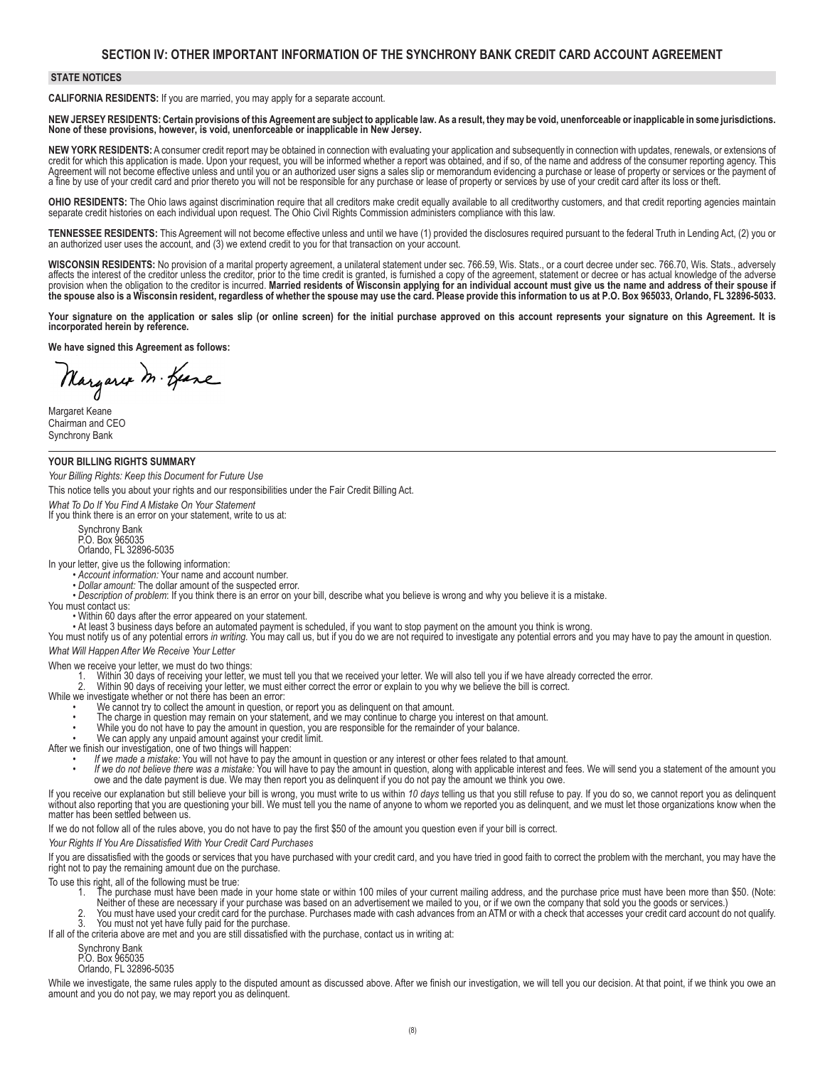## SECTION IV: OTHER IMPORTANT INFORMATION OF THE SYNCHRONY BANK CREDIT CARD ACCOUNT AGREEMENT

### STATE NOTICES

**CALIFORNIA RESIDENTS:** If you are married, you may apply for a separate account.

**NEW JERSEY RESIDENTS: Certain provisions of this Agreement are subject to applicable law. As a result, they may be void, unenforceable or inapplicable in some jurisdictions. None of these provisions, however, is void, unenforceable or inapplicable in New Jersey.**

**NEW YORK RESIDENTS:** A consumer credit report may be obtained in connection with evaluating your application and subsequently in connection with updates, renewals, or extensions of credit for which this application is made. Upon your request, you will be informed whether a report was obtained, and if so, of the name and address of the consumer reporting agency. This Agreement will not become effective unless and until you or an authorized user signs a sales slip or memorandum evidencing a purchase or lease of property or services or the payment of a fine by use of your credit card and prior thereto you will not be responsible for any purchase or lease of property or services by use of your credit card after its loss or theft.

**OHIO RESIDENTS:** The Ohio laws against discrimination require that all creditors make credit equally available to all creditworthy customers, and that credit reporting agencies maintain separate credit histories on each individual upon request. The Ohio Civil Rights Commission administers compliance with this law.

**TENNESSEE RESIDENTS:** This Agreement will not become effective unless and until we have (1) provided the disclosures required pursuant to the federal Truth in Lending Act, (2) you or an authorized user uses the account, and (3) we extend credit to you for that transaction on your account.

**WISCONSIN RESIDENTS:** No provision of a marital property agreement, a unilateral statement under sec. 766.59, Wis. Stats., or a court decree under sec. 766.70, Wis. Stats., adversely affects the interest of the creditor unless the creditor, prior to the time credit is granted, is furnished a copy of the agreement, statement or decree or has actual knowledge of the adverse provision when the obligation to the creditor is incurred. **Married residents of Wisconsin applying for an individual account must give us the name and address of their spouse if the spouse also is a Wisconsin resident, regardless of whether the spouse may use the card. Please provide this information to us at P.O. Box 965033, Orlando, FL 32896-5033.**

**Your signature on the application or sales slip (or online screen) for the initial purchase approved on this account represents your signature on this Agreement. It is incorporated herein by reference.**

**We have signed this Agreement as follows:**

Margaret Keane
Chairman and CEO
Synchrony Bank

---

### YOUR BILLING RIGHTS SUMMARY

*Your Billing Rights: Keep this Document for Future Use*

This notice tells you about your rights and our responsibilities under the Fair Credit Billing Act.

*What To Do If You Find A Mistake On Your Statement*

If you think there is an error on your statement, write to us at:

Synchrony Bank
P.O. Box 965035
Orlando, FL 32896-5035

In your letter, give us the following information:

- *Account information:* Your name and account number.
- *Dollar amount:* The dollar amount of the suspected error.
- *Description of problem*: If you think there is an error on your bill, describe what you believe is wrong and why you believe it is a mistake.

You must contact us:

- Within 60 days after the error appeared on your statement.
- At least 3 business days before an automated payment is scheduled, if you want to stop payment on the amount you think is wrong.

You must notify us of any potential errors *in writing*. You may call us, but if you do we are not required to investigate any potential errors and you may have to pay the amount in question.

*What Will Happen After We Receive Your Letter*

When we receive your letter, we must do two things:

1. Within 30 days of receiving your letter, we must tell you that we received your letter. We will also tell you if we have already corrected the error.
2. Within 90 days of receiving your letter, we must either correct the error or explain to you why we believe the bill is correct.

While we investigate whether or not there has been an error:

- We cannot try to collect the amount in question, or report you as delinquent on that amount.
- The charge in question may remain on your statement, and we may continue to charge you interest on that amount.
- While you do not have to pay the amount in question, you are responsible for the remainder of your balance.
- We can apply any unpaid amount against your credit limit.

After we finish our investigation, one of two things will happen:

- *If we made a mistake:* You will not have to pay the amount in question or any interest or other fees related to that amount.
- *If we do not believe there was a mistake:* You will have to pay the amount in question, along with applicable interest and fees. We will send you a statement of the amount you owe and the date payment is due. We may then report you as delinquent if you do not pay the amount we think you owe.

If you receive our explanation but still believe your bill is wrong, you must write to us within *10 days* telling us that you still refuse to pay. If you do so, we cannot report you as delinquent without also reporting that you are questioning your bill. We must tell you the name of anyone to whom we reported you as delinquent, and we must let those organizations know when the matter has been settled between us.

If we do not follow all of the rules above, you do not have to pay the first $50 of the amount you question even if your bill is correct.

*Your Rights If You Are Dissatisfied With Your Credit Card Purchases*

If you are dissatisfied with the goods or services that you have purchased with your credit card, and you have tried in good faith to correct the problem with the merchant, you may have the right not to pay the remaining amount due on the purchase.

To use this right, all of the following must be true:

1. The purchase must have been made in your home state or within 100 miles of your current mailing address, and the purchase price must have been more than $50. (Note: Neither of these are necessary if your purchase was based on an advertisement we mailed to you, or if we own the company that sold you the goods or services.)
2. You must have used your credit card for the purchase. Purchases made with cash advances from an ATM or with a check that accesses your credit card account do not qualify.
3. You must not yet have fully paid for the purchase.

If all of the criteria above are met and you are still dissatisfied with the purchase, contact us in writing at:

Synchrony Bank
P.O. Box 965035
Orlando, FL 32896-5035

While we investigate, the same rules apply to the disputed amount as discussed above. After we finish our investigation, we will tell you our decision. At that point, if we think you owe an amount and you do not pay, we may report you as delinquent.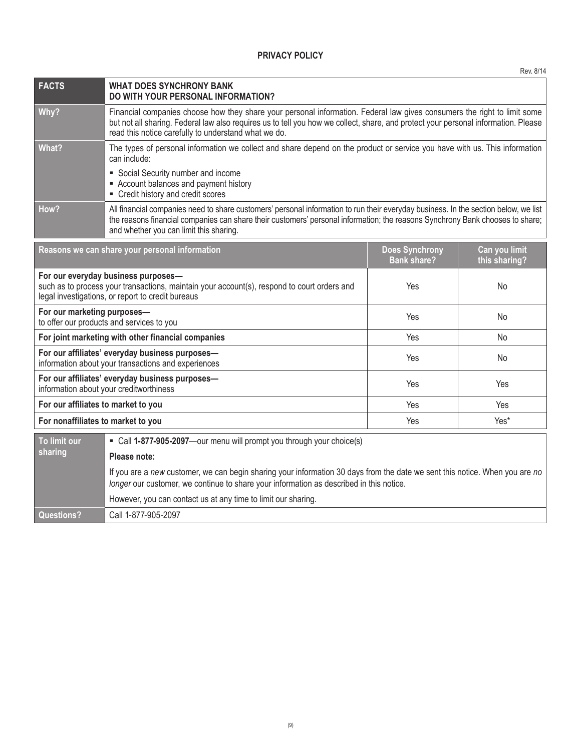# PRIVACY POLICY

Rev. 8/14

| FACTS | WHAT DOES SYNCHRONY BANK DO WITH YOUR PERSONAL INFORMATION? |
|---|---|
| **Why?** | Financial companies choose how they share your personal information. Federal law gives consumers the right to limit some but not all sharing. Federal law also requires us to tell you how we collect, share, and protect your personal information. Please read this notice carefully to understand what we do. |
| **What?** | The types of personal information we collect and share depend on the product or service you have with us. This information can include:<br>▪ Social Security number and income<br>▪ Account balances and payment history<br>▪ Credit history and credit scores |
| **How?** | All financial companies need to share customers' personal information to run their everyday business. In the section below, we list the reasons financial companies can share their customers' personal information; the reasons Synchrony Bank chooses to share; and whether you can limit this sharing. |

| Reasons we can share your personal information | Does Synchrony Bank share? | Can you limit this sharing? |
|---|---|---|
| **For our everyday business purposes—** such as to process your transactions, maintain your account(s), respond to court orders and legal investigations, or report to credit bureaus | Yes | No |
| **For our marketing purposes—** to offer our products and services to you | Yes | No |
| **For joint marketing with other financial companies** | Yes | No |
| **For our affiliates' everyday business purposes—** information about your transactions and experiences | Yes | No |
| **For our affiliates' everyday business purposes—** information about your creditworthiness | Yes | Yes |
| **For our affiliates to market to you** | Yes | Yes |
| **For nonaffiliates to market to you** | Yes | Yes* |

| To limit our sharing | ▪ Call **1-877-905-2097**—our menu will prompt you through your choice(s)<br>**Please note:**<br>If you are a *new* customer, we can begin sharing your information 30 days from the date we sent this notice. When you are *no longer* our customer, we continue to share your information as described in this notice.<br>However, you can contact us at any time to limit our sharing. |
|---|---|
| **Questions?** | Call 1-877-905-2097 |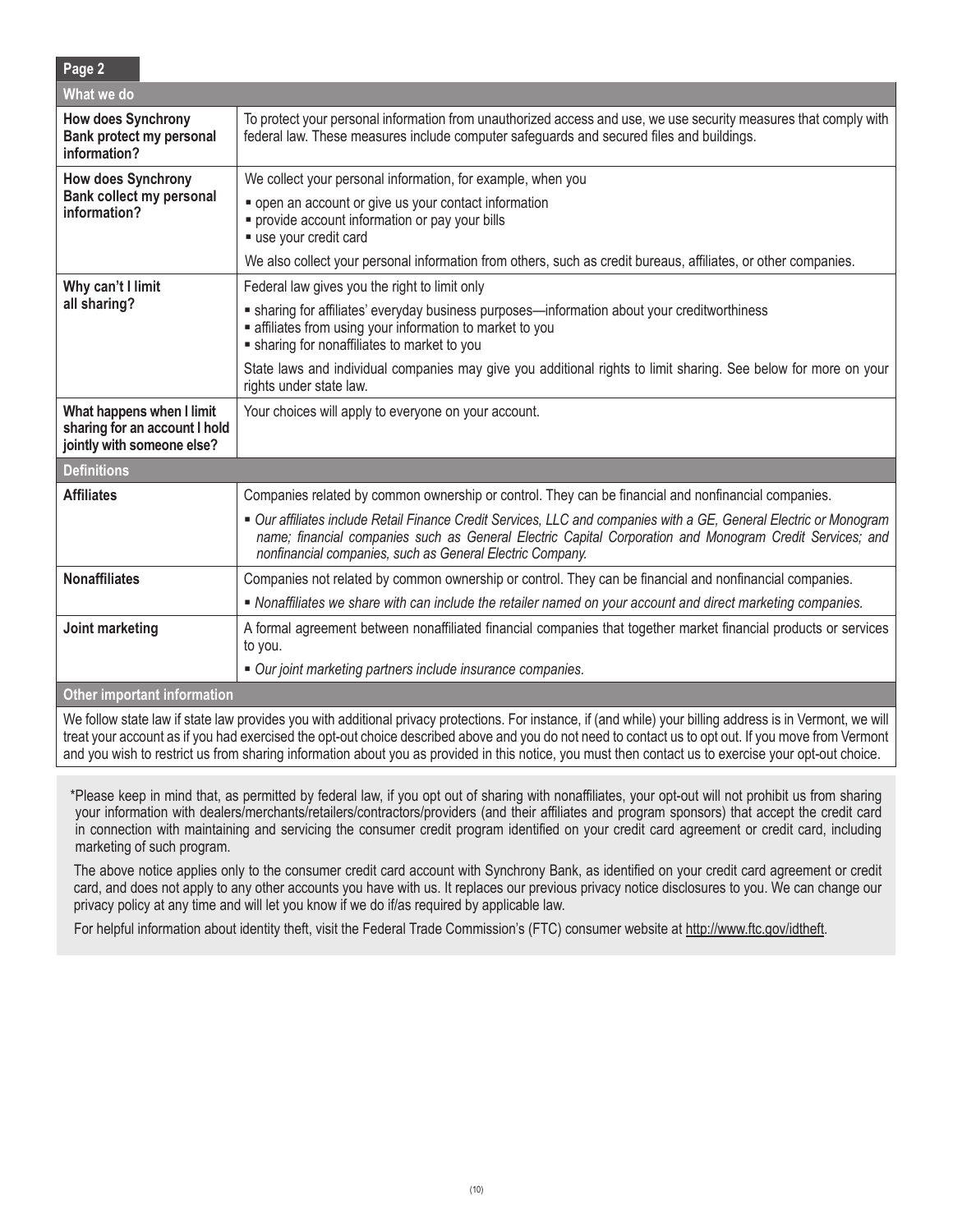## Page 2

| What we do | |
|---|---|
| **How does Synchrony Bank protect my personal information?** | To protect your personal information from unauthorized access and use, we use security measures that comply with federal law. These measures include computer safeguards and secured files and buildings. |
| **How does Synchrony Bank collect my personal information?** | We collect your personal information, for example, when you<br>▪ open an account or give us your contact information<br>▪ provide account information or pay your bills<br>▪ use your credit card<br>We also collect your personal information from others, such as credit bureaus, affiliates, or other companies. |
| **Why can't I limit all sharing?** | Federal law gives you the right to limit only<br>▪ sharing for affiliates' everyday business purposes—information about your creditworthiness<br>▪ affiliates from using your information to market to you<br>▪ sharing for nonaffiliates to market to you<br>State laws and individual companies may give you additional rights to limit sharing. See below for more on your rights under state law. |
| **What happens when I limit sharing for an account I hold jointly with someone else?** | Your choices will apply to everyone on your account. |

| Definitions | |
|---|---|
| **Affiliates** | Companies related by common ownership or control. They can be financial and nonfinancial companies.<br>▪ *Our affiliates include Retail Finance Credit Services, LLC and companies with a GE, General Electric or Monogram name; financial companies such as General Electric Capital Corporation and Monogram Credit Services; and nonfinancial companies, such as General Electric Company.* |
| **Nonaffiliates** | Companies not related by common ownership or control. They can be financial and nonfinancial companies.<br>▪ *Nonaffiliates we share with can include the retailer named on your account and direct marketing companies.* |
| **Joint marketing** | A formal agreement between nonaffiliated financial companies that together market financial products or services to you.<br>▪ *Our joint marketing partners include insurance companies.* |

**Other important information**

We follow state law if state law provides you with additional privacy protections. For instance, if (and while) your billing address is in Vermont, we will treat your account as if you had exercised the opt-out choice described above and you do not need to contact us to opt out. If you move from Vermont and you wish to restrict us from sharing information about you as provided in this notice, you must then contact us to exercise your opt-out choice.

*Please keep in mind that, as permitted by federal law, if you opt out of sharing with nonaffiliates, your opt-out will not prohibit us from sharing your information with dealers/merchants/retailers/contractors/providers (and their affiliates and program sponsors) that accept the credit card in connection with maintaining and servicing the consumer credit program identified on your credit card agreement or credit card, including marketing of such program.

The above notice applies only to the consumer credit card account with Synchrony Bank, as identified on your credit card agreement or credit card, and does not apply to any other accounts you have with us. It replaces our previous privacy notice disclosures to you. We can change our privacy policy at any time and will let you know if we do if/as required by applicable law.

For helpful information about identity theft, visit the Federal Trade Commission's (FTC) consumer website at http://www.ftc.gov/idtheft.